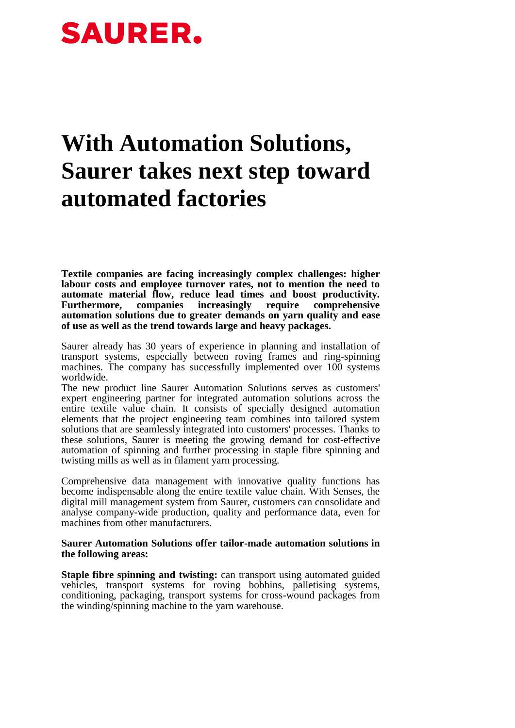SAURER.

# With Automation Solutions, Saurer takes next step toward automated factories

**Textile companies are facing increasingly complex challenges: higher labour costs and employee turnover rates, not to mention the need to automate material flow, reduce lead times and boost productivity. Furthermore, companies increasingly require comprehensive automation solutions due to greater demands on yarn quality and ease of use as well as the trend towards large and heavy packages.**

Saurer already has 30 years of experience in planning and installation of transport systems, especially between roving frames and ring-spinning machines. The company has successfully implemented over 100 systems worldwide.
The new product line Saurer Automation Solutions serves as customers' expert engineering partner for integrated automation solutions across the entire textile value chain. It consists of specially designed automation elements that the project engineering team combines into tailored system solutions that are seamlessly integrated into customers' processes. Thanks to these solutions, Saurer is meeting the growing demand for cost-effective automation of spinning and further processing in staple fibre spinning and twisting mills as well as in filament yarn processing.

Comprehensive data management with innovative quality functions has become indispensable along the entire textile value chain. With Senses, the digital mill management system from Saurer, customers can consolidate and analyse company-wide production, quality and performance data, even for machines from other manufacturers.

**Saurer Automation Solutions offer tailor-made automation solutions in the following areas:**

**Staple fibre spinning and twisting:** can transport using automated guided vehicles, transport systems for roving bobbins, palletising systems, conditioning, packaging, transport systems for cross-wound packages from the winding/spinning machine to the yarn warehouse.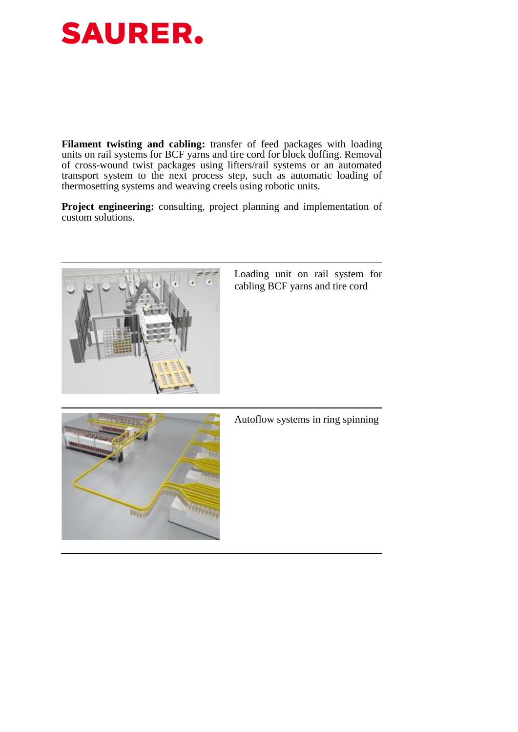**Filament twisting and cabling:** transfer of feed packages with loading units on rail systems for BCF yarns and tire cord for block doffing. Removal of cross-wound twist packages using lifters/rail systems or an automated transport system to the next process step, such as automatic loading of thermosetting systems and weaving creels using robotic units.

**Project engineering:** consulting, project planning and implementation of custom solutions.

Loading unit on rail system for cabling BCF yarns and tire cord

Autoflow systems in ring spinning